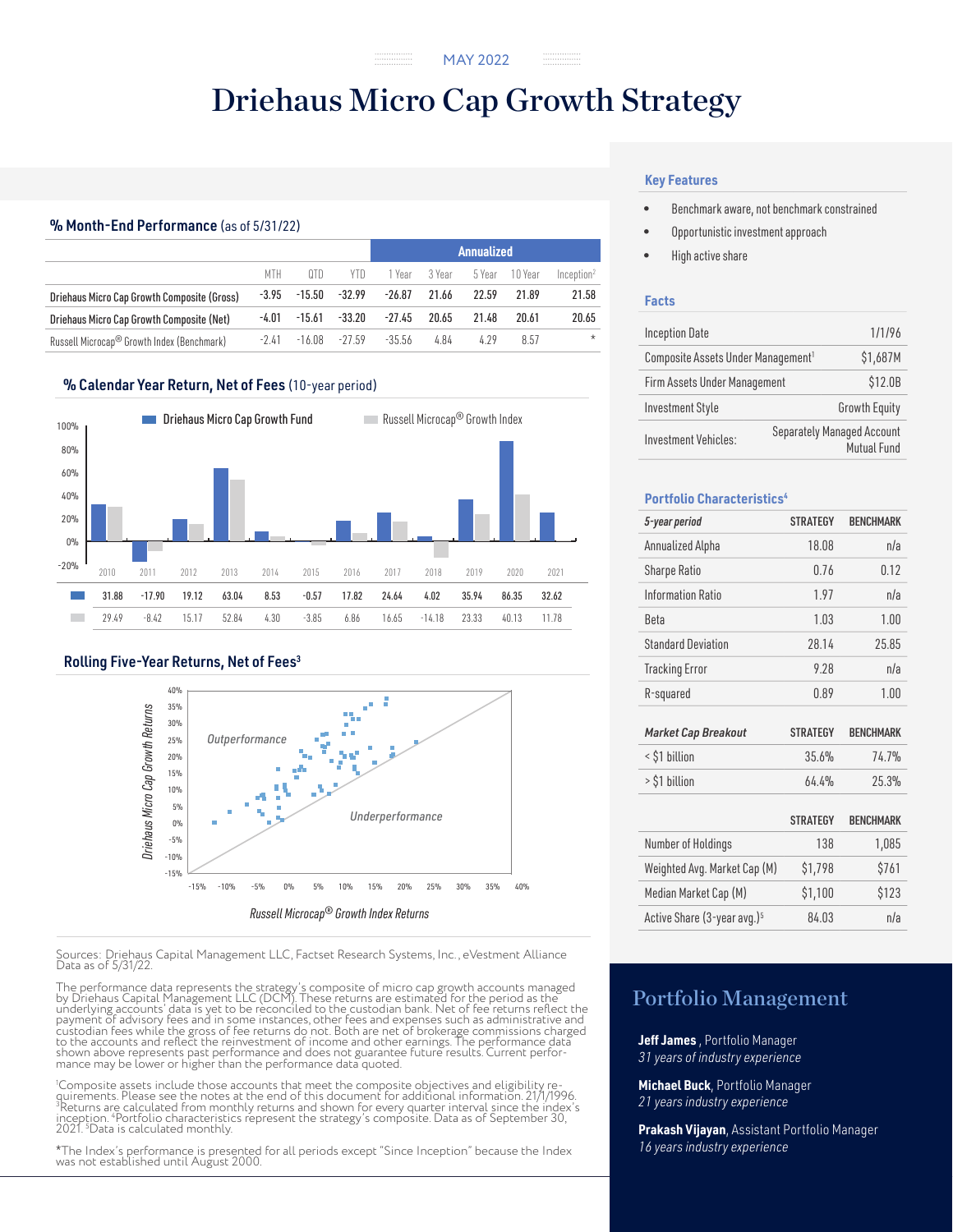MAY 2022

# Driehaus Micro Cap Growth Strategy

## % Month-End Performance (as of 5/31/22)

| | MTH | QTD | YTD | 1 Year | 3 Year | 5 Year | 10 Year | Inception[2] |
|---|---|---|---|---|---|---|---|---|
| | | | | Annualized | | | | |
| Driehaus Micro Cap Growth Composite (Gross) | -3.95 | -15.50 | -32.99 | -26.87 | 21.66 | 22.59 | 21.89 | 21.58 |
| Driehaus Micro Cap Growth Composite (Net) | -4.01 | -15.61 | -33.20 | -27.45 | 20.65 | 21.48 | 20.61 | 20.65 |
| Russell Microcap® Growth Index (Benchmark) | -2.41 | -16.08 | -27.59 | -35.56 | 4.84 | 4.29 | 8.57 | * |

## % Calendar Year Return, Net of Fees (10-year period)

| | 2010 | 2011 | 2012 | 2013 | 2014 | 2015 | 2016 | 2017 | 2018 | 2019 | 2020 | 2021 |
|---|---|---|---|---|---|---|---|---|---|---|---|---|
| Driehaus Micro Cap Growth Fund | 31.88 | -17.90 | 19.12 | 63.04 | 8.53 | -0.57 | 17.82 | 24.64 | 4.02 | 35.94 | 86.35 | 32.62 |
| Russell Microcap® Growth Index | 29.49 | -8.42 | 15.17 | 52.84 | 4.30 | -3.85 | 6.86 | 16.65 | -14.18 | 23.33 | 40.13 | 11.78 |

## Rolling Five-Year Returns, Net of Fees[3]

Outperformance / Underperformance

Y-axis: Driehaus Micro Cap Growth Returns; X-axis: Russell Microcap® Growth Index Returns

Sources: Driehaus Capital Management LLC, Factset Research Systems, Inc., eVestment Alliance Data as of 5/31/22.

The performance data represents the strategy's composite of micro cap growth accounts managed by Driehaus Capital Management LLC (DCM). These returns are estimated for the period as the underlying accounts' data is yet to be reconciled to the custodian bank. Net of fee returns reflect the payment of advisory fees and in some instances, other fees and expenses such as administrative and custodian fees while the gross of fee returns do not. Both are net of brokerage commissions charged to the accounts and reflect the reinvestment of income and other earnings. The performance data shown above represents past performance and does not guarantee future results. Current performance may be lower or higher than the performance data quoted.

[1]Composite assets include those accounts that meet the composite objectives and eligibility requirements. Please see the notes at the end of this document for additional information. [2]1/1/1996. [3]Returns are calculated from monthly returns and shown for every quarter interval since the index's inception. [4]Portfolio characteristics represent the strategy's composite. Data as of September 30, 2021. [5]Data is calculated monthly.

*The Index's performance is presented for all periods except "Since Inception" because the Index was not established until August 2000.

## Key Features

- Benchmark aware, not benchmark constrained
- Opportunistic investment approach
- High active share

## Facts

| | |
|---|---|
| Inception Date | 1/1/96 |
| Composite Assets Under Management[1] | $1,687M |
| Firm Assets Under Management | $12.0B |
| Investment Style | Growth Equity |
| Investment Vehicles: | Separately Managed Account, Mutual Fund |

## Portfolio Characteristics[4]

| *5-year period* | STRATEGY | BENCHMARK |
|---|---|---|
| Annualized Alpha | 18.08 | n/a |
| Sharpe Ratio | 0.76 | 0.12 |
| Information Ratio | 1.97 | n/a |
| Beta | 1.03 | 1.00 |
| Standard Deviation | 28.14 | 25.85 |
| Tracking Error | 9.28 | n/a |
| R-squared | 0.89 | 1.00 |

| *Market Cap Breakout* | STRATEGY | BENCHMARK |
|---|---|---|
| < $1 billion | 35.6% | 74.7% |
| > $1 billion | 64.4% | 25.3% |

| | STRATEGY | BENCHMARK |
|---|---|---|
| Number of Holdings | 138 | 1,085 |
| Weighted Avg. Market Cap (M) | $1,798 | $761 |
| Median Market Cap (M) | $1,100 | $123 |
| Active Share (3-year avg.)[5] | 84.03 | n/a |

## Portfolio Management

**Jeff James**, Portfolio Manager
*31 years of industry experience*

**Michael Buck**, Portfolio Manager
*21 years industry experience*

**Prakash Vijayan**, Assistant Portfolio Manager
*16 years industry experience*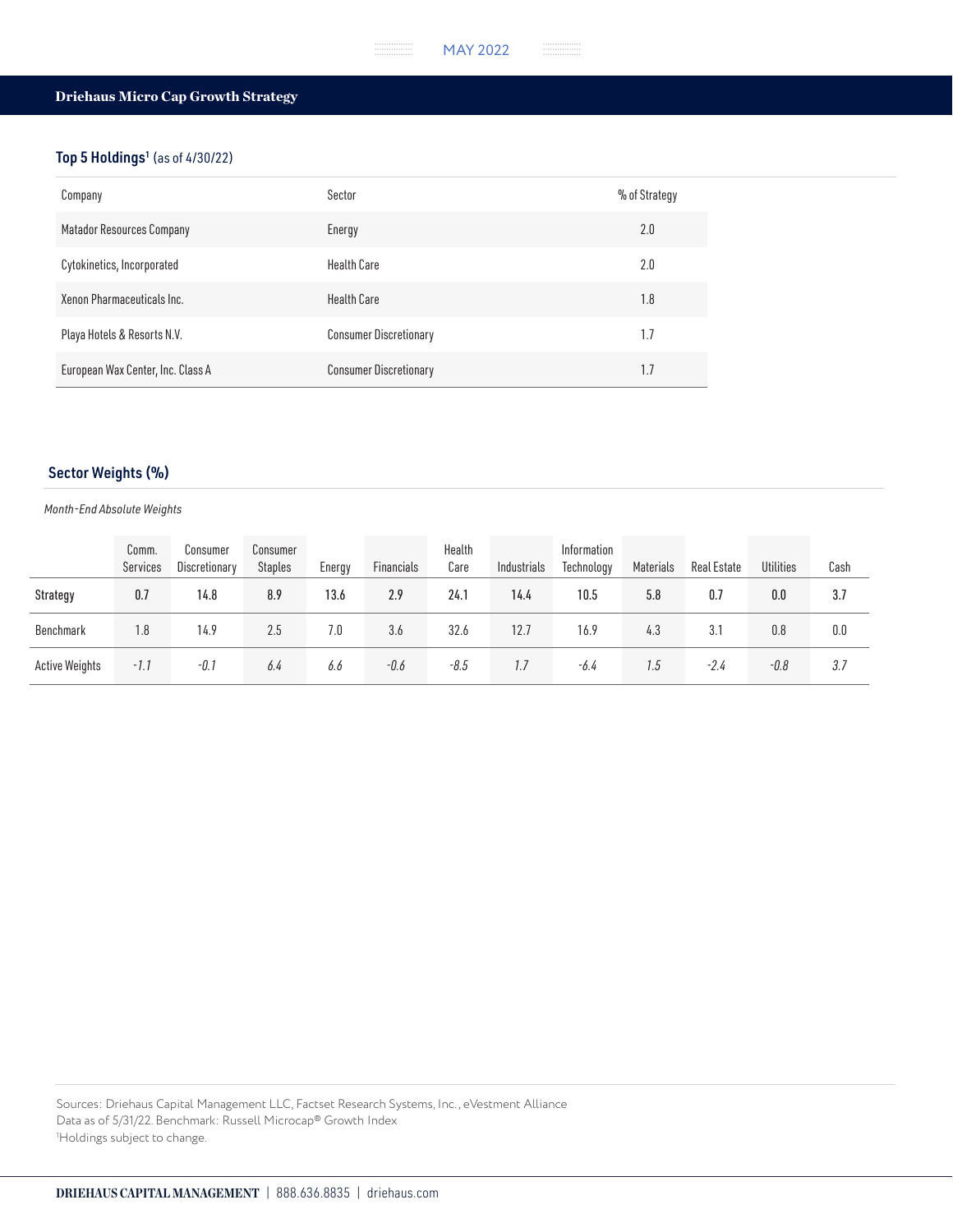## Driehaus Micro Cap Growth Strategy

### Top 5 Holdings[1] (as of 4/30/22)

| Company | Sector | % of Strategy |
|---|---|---|
| Matador Resources Company | Energy | 2.0 |
| Cytokinetics, Incorporated | Health Care | 2.0 |
| Xenon Pharmaceuticals Inc. | Health Care | 1.8 |
| Playa Hotels & Resorts N.V. | Consumer Discretionary | 1.7 |
| European Wax Center, Inc. Class A | Consumer Discretionary | 1.7 |

### Sector Weights (%)

*Month-End Absolute Weights*

| | Comm. Services | Consumer Discretionary | Consumer Staples | Energy | Financials | Health Care | Industrials | Information Technology | Materials | Real Estate | Utilities | Cash |
|---|---|---|---|---|---|---|---|---|---|---|---|---|
| Strategy | 0.7 | 14.8 | 8.9 | 13.6 | 2.9 | 24.1 | 14.4 | 10.5 | 5.8 | 0.7 | 0.0 | 3.7 |
| Benchmark | 1.8 | 14.9 | 2.5 | 7.0 | 3.6 | 32.6 | 12.7 | 16.9 | 4.3 | 3.1 | 0.8 | 0.0 |
| Active Weights | *-1.1* | *-0.1* | *6.4* | *6.6* | *-0.6* | *-8.5* | *1.7* | *-6.4* | *1.5* | *-2.4* | *-0.8* | *3.7* |

Sources: Driehaus Capital Management LLC, Factset Research Systems, Inc., eVestment Alliance
Data as of 5/31/22. Benchmark: Russell Microcap® Growth Index
[1]Holdings subject to change.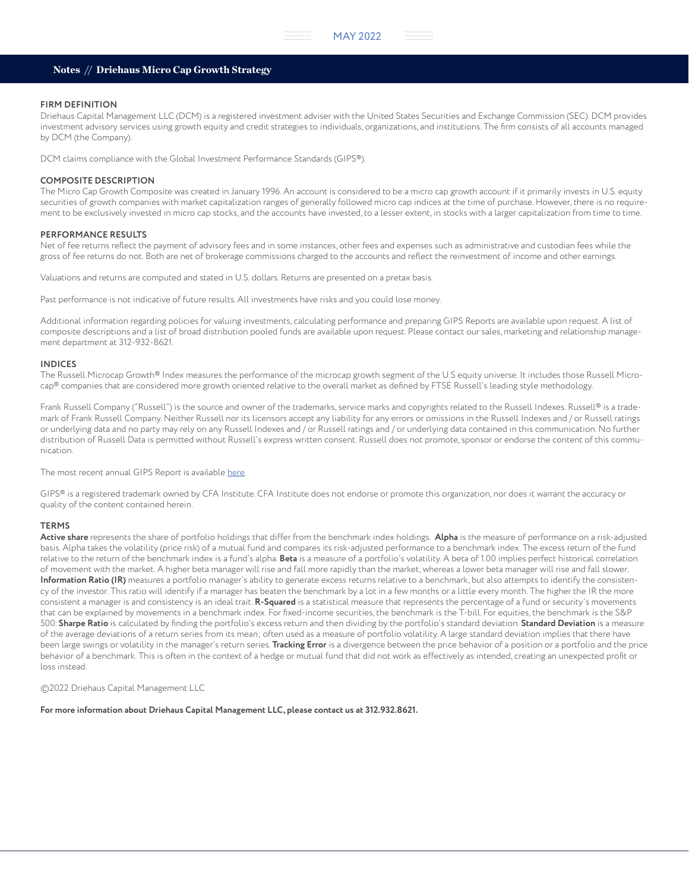## Notes // Driehaus Micro Cap Growth Strategy

### FIRM DEFINITION

Driehaus Capital Management LLC (DCM) is a registered investment adviser with the United States Securities and Exchange Commission (SEC). DCM provides investment advisory services using growth equity and credit strategies to individuals, organizations, and institutions. The firm consists of all accounts managed by DCM (the Company).

DCM claims compliance with the Global Investment Performance Standards (GIPS®).

### COMPOSITE DESCRIPTION

The Micro Cap Growth Composite was created in January 1996. An account is considered to be a micro cap growth account if it primarily invests in U.S. equity securities of growth companies with market capitalization ranges of generally followed micro cap indices at the time of purchase. However, there is no requirement to be exclusively invested in micro cap stocks, and the accounts have invested, to a lesser extent, in stocks with a larger capitalization from time to time.

### PERFORMANCE RESULTS

Net of fee returns reflect the payment of advisory fees and in some instances, other fees and expenses such as administrative and custodian fees while the gross of fee returns do not. Both are net of brokerage commissions charged to the accounts and reflect the reinvestment of income and other earnings.

Valuations and returns are computed and stated in U.S. dollars. Returns are presented on a pretax basis.

Past performance is not indicative of future results. All investments have risks and you could lose money.

Additional information regarding policies for valuing investments, calculating performance and preparing GIPS Reports are available upon request. A list of composite descriptions and a list of broad distribution pooled funds are available upon request. Please contact our sales, marketing and relationship management department at 312-932-8621.

### INDICES

The Russell Microcap Growth® Index measures the performance of the microcap growth segment of the U.S equity universe. It includes those Russell Microcap® companies that are considered more growth oriented relative to the overall market as defined by FTSE Russell's leading style methodology.

Frank Russell Company ("Russell") is the source and owner of the trademarks, service marks and copyrights related to the Russell Indexes. Russell® is a trademark of Frank Russell Company. Neither Russell nor its licensors accept any liability for any errors or omissions in the Russell Indexes and / or Russell ratings or underlying data and no party may rely on any Russell Indexes and / or Russell ratings and / or underlying data contained in this communication. No further distribution of Russell Data is permitted without Russell's express written consent. Russell does not promote, sponsor or endorse the content of this communication.

The most recent annual GIPS Report is available here.

GIPS® is a registered trademark owned by CFA Institute. CFA Institute does not endorse or promote this organization, nor does it warrant the accuracy or quality of the content contained herein.

### TERMS

**Active share** represents the share of portfolio holdings that differ from the benchmark index holdings. **Alpha** is the measure of performance on a risk-adjusted basis. Alpha takes the volatility (price risk) of a mutual fund and compares its risk-adjusted performance to a benchmark index. The excess return of the fund relative to the return of the benchmark index is a fund's alpha. **Beta** is a measure of a portfolio's volatility. A beta of 1.00 implies perfect historical correlation of movement with the market. A higher beta manager will rise and fall more rapidly than the market, whereas a lower beta manager will rise and fall slower. **Information Ratio (IR)** measures a portfolio manager's ability to generate excess returns relative to a benchmark, but also attempts to identify the consistency of the investor. This ratio will identify if a manager has beaten the benchmark by a lot in a few months or a little every month. The higher the IR the more consistent a manager is and consistency is an ideal trait. **R-Squared** is a statistical measure that represents the percentage of a fund or security's movements that can be explained by movements in a benchmark index. For fixed-income securities, the benchmark is the T-bill. For equities, the benchmark is the S&P 500. **Sharpe Ratio** is calculated by finding the portfolio's excess return and then dividing by the portfolio's standard deviation. **Standard Deviation** is a measure of the average deviations of a return series from its mean; often used as a measure of portfolio volatility. A large standard deviation implies that there have been large swings or volatility in the manager's return series. **Tracking Error** is a divergence between the price behavior of a position or a portfolio and the price behavior of a benchmark. This is often in the context of a hedge or mutual fund that did not work as effectively as intended, creating an unexpected profit or loss instead.

©2022 Driehaus Capital Management LLC

**For more information about Driehaus Capital Management LLC, please contact us at 312.932.8621.**